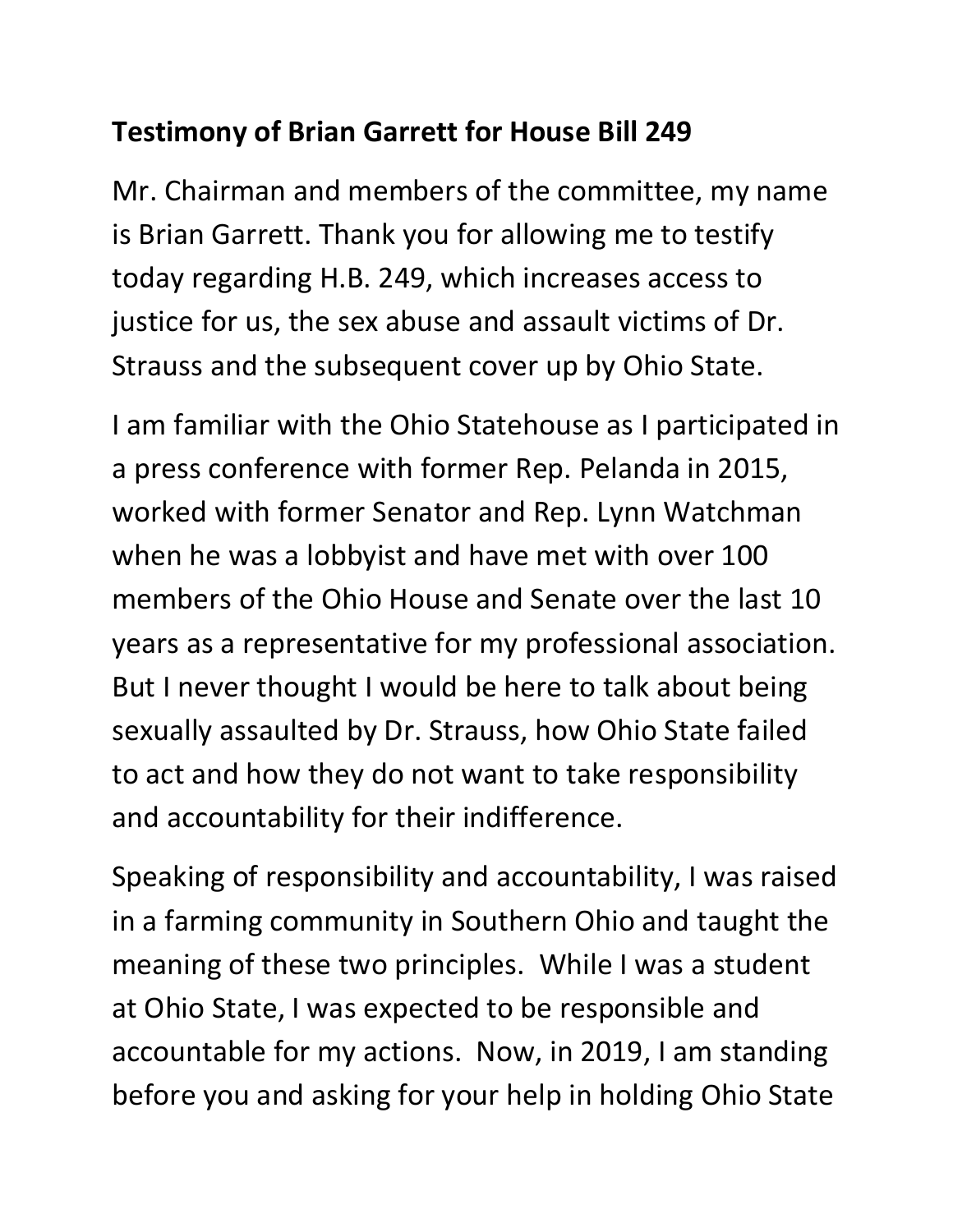**Testimony of Brian Garrett for House Bill 249**

Mr. Chairman and members of the committee, my name is Brian Garrett. Thank you for allowing me to testify today regarding H.B. 249, which increases access to justice for us, the sex abuse and assault victims of Dr. Strauss and the subsequent cover up by Ohio State.

I am familiar with the Ohio Statehouse as I participated in a press conference with former Rep. Pelanda in 2015, worked with former Senator and Rep. Lynn Watchman when he was a lobbyist and have met with over 100 members of the Ohio House and Senate over the last 10 years as a representative for my professional association. But I never thought I would be here to talk about being sexually assaulted by Dr. Strauss, how Ohio State failed to act and how they do not want to take responsibility and accountability for their indifference.

Speaking of responsibility and accountability, I was raised in a farming community in Southern Ohio and taught the meaning of these two principles. While I was a student at Ohio State, I was expected to be responsible and accountable for my actions. Now, in 2019, I am standing before you and asking for your help in holding Ohio State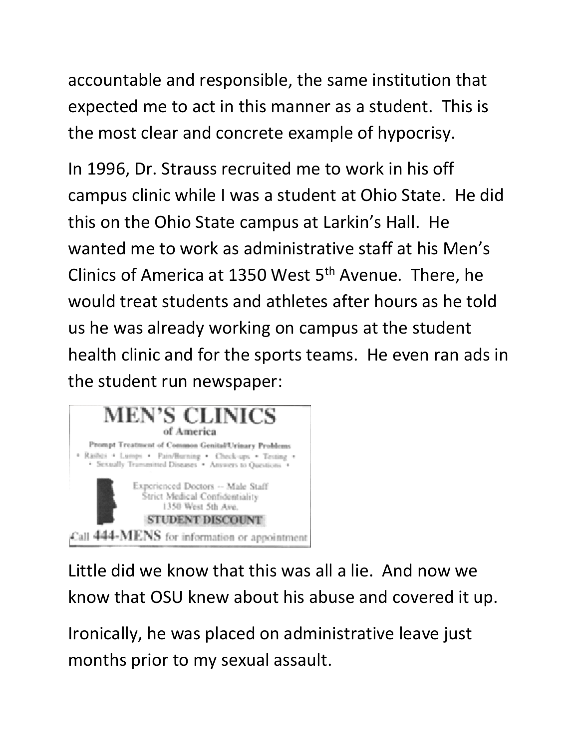accountable and responsible, the same institution that expected me to act in this manner as a student. This is the most clear and concrete example of hypocrisy.

In 1996, Dr. Strauss recruited me to work in his off campus clinic while I was a student at Ohio State. He did this on the Ohio State campus at Larkin's Hall. He wanted me to work as administrative staff at his Men's Clinics of America at 1350 West 5th Avenue. There, he would treat students and athletes after hours as he told us he was already working on campus at the student health clinic and for the sports teams. He even ran ads in the student run newspaper:

**MEN'S CLINICS**
of America

Prompt Treatment of Common Genital/Urinary Problems

• Rashes • Lumps • Pain/Burning • Check-ups • Testing •
• Sexually Transmitted Diseases • Answers to Questions •

Experienced Doctors -- Male Staff
Strict Medical Confidentiality
1350 West 5th Ave.

**STUDENT DISCOUNT**

Call **444-MENS** for information or appointment

Little did we know that this was all a lie. And now we know that OSU knew about his abuse and covered it up.

Ironically, he was placed on administrative leave just months prior to my sexual assault.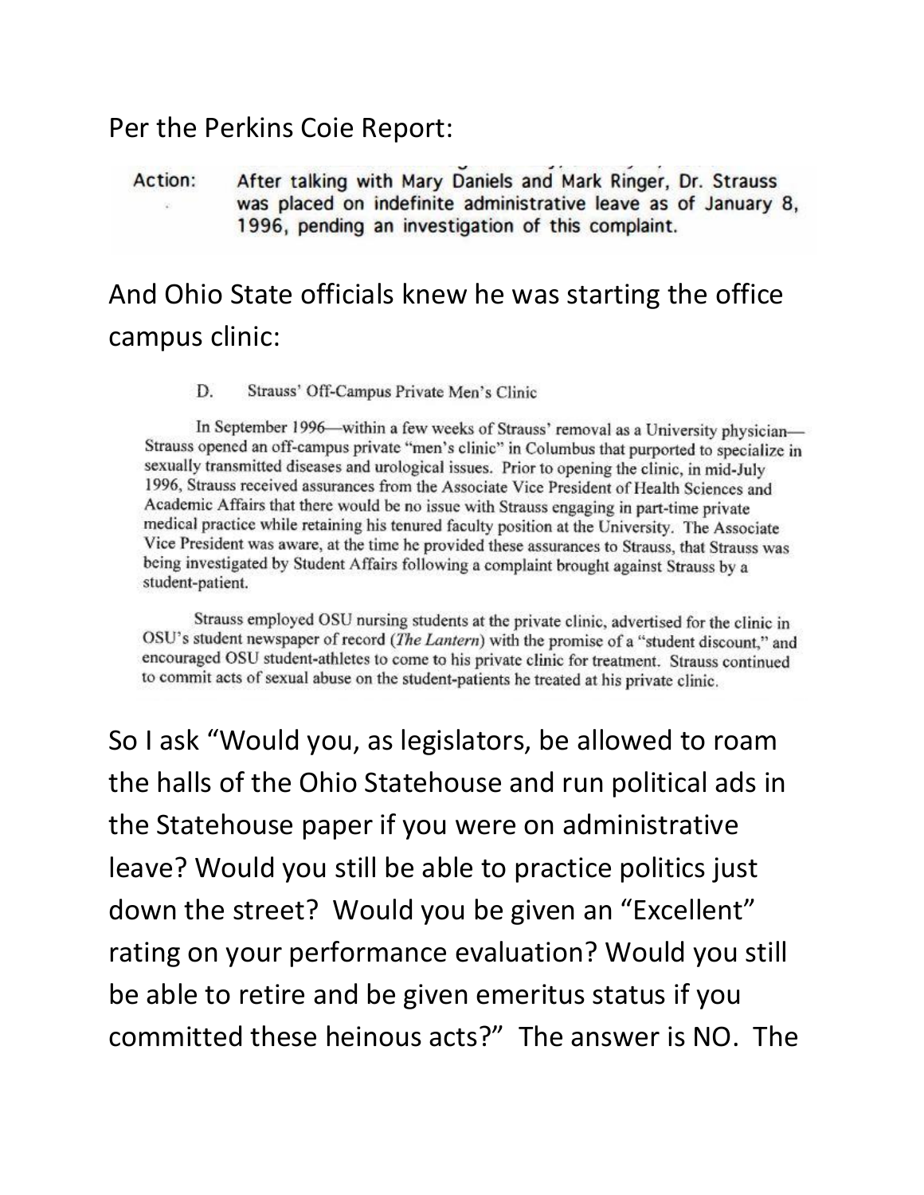Per the Perkins Coie Report:

**Action:** After talking with Mary Daniels and Mark Ringer, Dr. Strauss was placed on indefinite administrative leave as of January 8, 1996, pending an investigation of this complaint.

And Ohio State officials knew he was starting the office campus clinic:

D. Strauss' Off-Campus Private Men's Clinic

In September 1996—within a few weeks of Strauss' removal as a University physician—Strauss opened an off-campus private "men's clinic" in Columbus that purported to specialize in sexually transmitted diseases and urological issues. Prior to opening the clinic, in mid-July 1996, Strauss received assurances from the Associate Vice President of Health Sciences and Academic Affairs that there would be no issue with Strauss engaging in part-time private medical practice while retaining his tenured faculty position at the University. The Associate Vice President was aware, at the time he provided these assurances to Strauss, that Strauss was being investigated by Student Affairs following a complaint brought against Strauss by a student-patient.

Strauss employed OSU nursing students at the private clinic, advertised for the clinic in OSU's student newspaper of record (*The Lantern*) with the promise of a "student discount," and encouraged OSU student-athletes to come to his private clinic for treatment. Strauss continued to commit acts of sexual abuse on the student-patients he treated at his private clinic.

So I ask "Would you, as legislators, be allowed to roam the halls of the Ohio Statehouse and run political ads in the Statehouse paper if you were on administrative leave? Would you still be able to practice politics just down the street? Would you be given an "Excellent" rating on your performance evaluation? Would you still be able to retire and be given emeritus status if you committed these heinous acts?" The answer is NO. The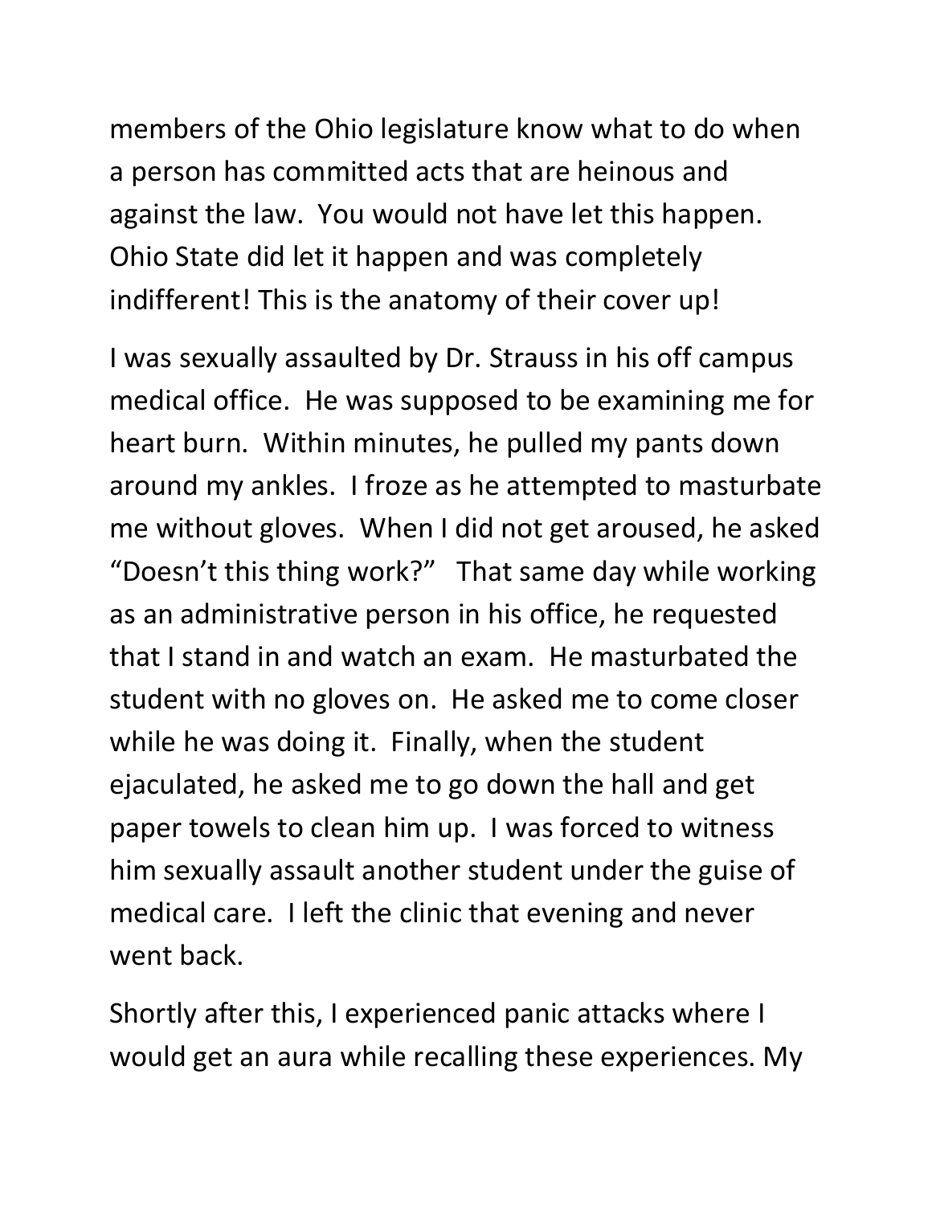members of the Ohio legislature know what to do when a person has committed acts that are heinous and against the law. You would not have let this happen. Ohio State did let it happen and was completely indifferent! This is the anatomy of their cover up!

I was sexually assaulted by Dr. Strauss in his off campus medical office. He was supposed to be examining me for heart burn. Within minutes, he pulled my pants down around my ankles. I froze as he attempted to masturbate me without gloves. When I did not get aroused, he asked "Doesn't this thing work?" That same day while working as an administrative person in his office, he requested that I stand in and watch an exam. He masturbated the student with no gloves on. He asked me to come closer while he was doing it. Finally, when the student ejaculated, he asked me to go down the hall and get paper towels to clean him up. I was forced to witness him sexually assault another student under the guise of medical care. I left the clinic that evening and never went back.

Shortly after this, I experienced panic attacks where I would get an aura while recalling these experiences. My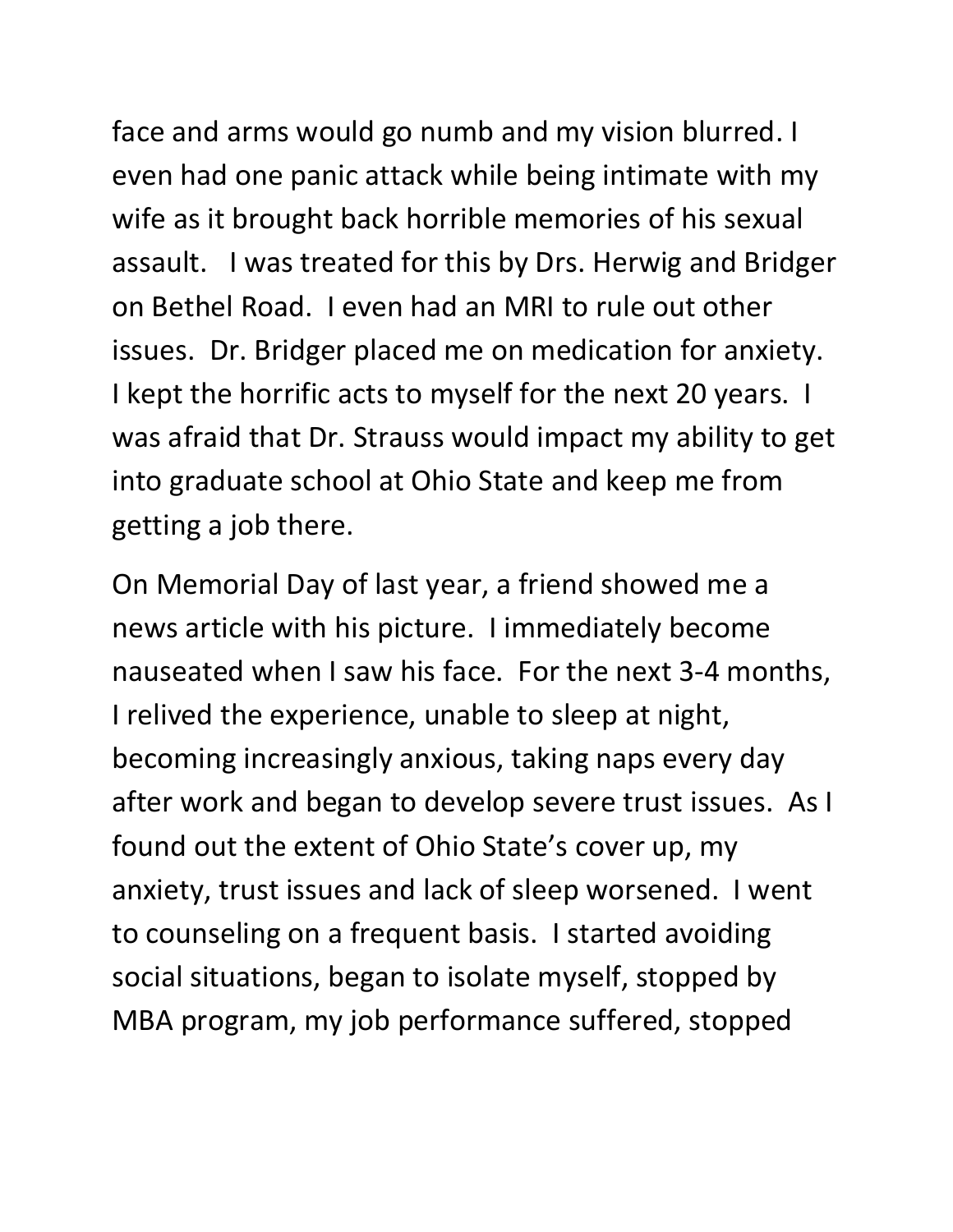face and arms would go numb and my vision blurred. I even had one panic attack while being intimate with my wife as it brought back horrible memories of his sexual assault. I was treated for this by Drs. Herwig and Bridger on Bethel Road. I even had an MRI to rule out other issues. Dr. Bridger placed me on medication for anxiety. I kept the horrific acts to myself for the next 20 years. I was afraid that Dr. Strauss would impact my ability to get into graduate school at Ohio State and keep me from getting a job there.

On Memorial Day of last year, a friend showed me a news article with his picture. I immediately become nauseated when I saw his face. For the next 3-4 months, I relived the experience, unable to sleep at night, becoming increasingly anxious, taking naps every day after work and began to develop severe trust issues. As I found out the extent of Ohio State's cover up, my anxiety, trust issues and lack of sleep worsened. I went to counseling on a frequent basis. I started avoiding social situations, began to isolate myself, stopped by MBA program, my job performance suffered, stopped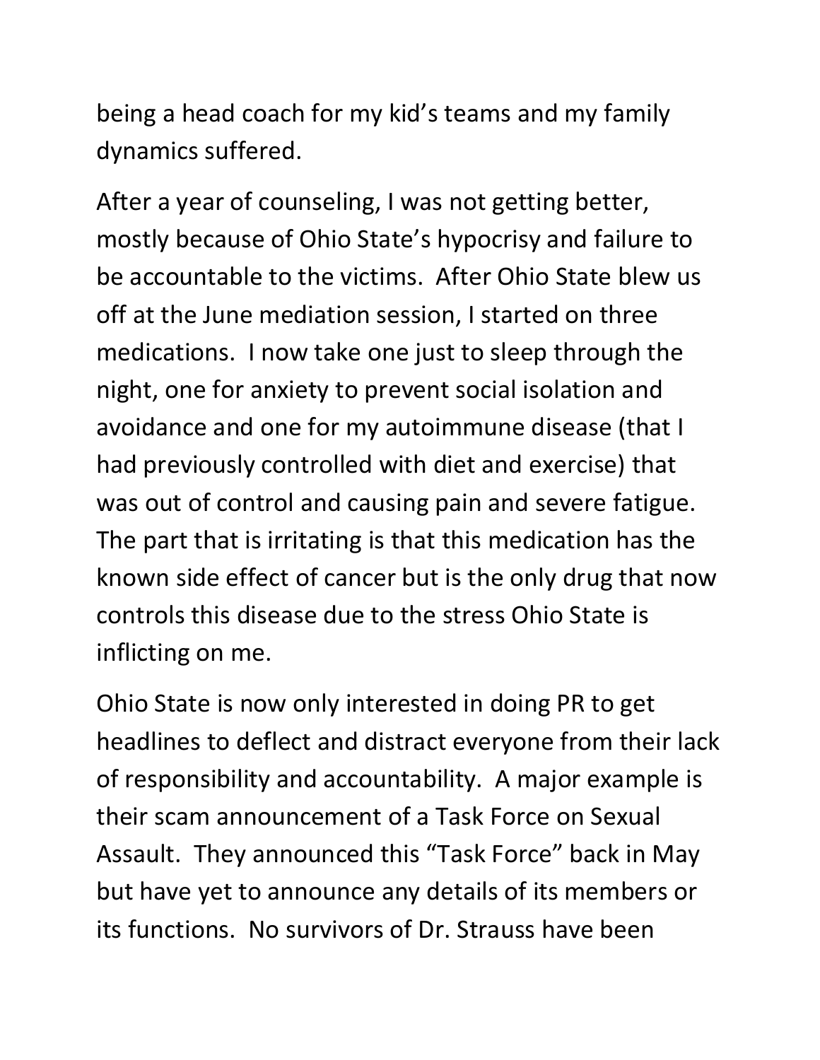being a head coach for my kid's teams and my family dynamics suffered.

After a year of counseling, I was not getting better, mostly because of Ohio State's hypocrisy and failure to be accountable to the victims. After Ohio State blew us off at the June mediation session, I started on three medications. I now take one just to sleep through the night, one for anxiety to prevent social isolation and avoidance and one for my autoimmune disease (that I had previously controlled with diet and exercise) that was out of control and causing pain and severe fatigue. The part that is irritating is that this medication has the known side effect of cancer but is the only drug that now controls this disease due to the stress Ohio State is inflicting on me.

Ohio State is now only interested in doing PR to get headlines to deflect and distract everyone from their lack of responsibility and accountability. A major example is their scam announcement of a Task Force on Sexual Assault. They announced this "Task Force" back in May but have yet to announce any details of its members or its functions. No survivors of Dr. Strauss have been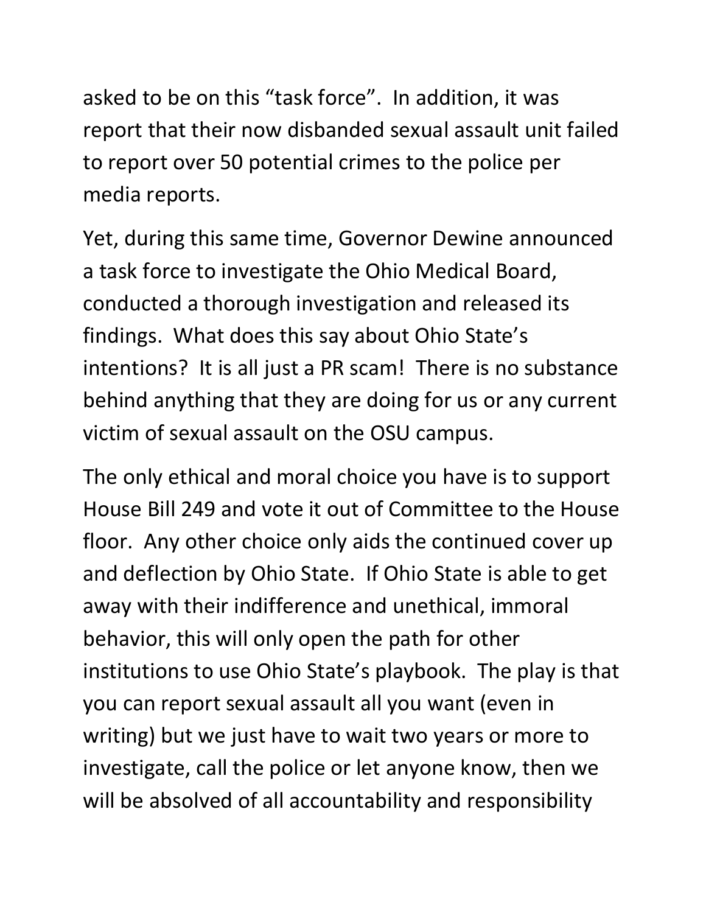asked to be on this "task force". In addition, it was report that their now disbanded sexual assault unit failed to report over 50 potential crimes to the police per media reports.

Yet, during this same time, Governor Dewine announced a task force to investigate the Ohio Medical Board, conducted a thorough investigation and released its findings. What does this say about Ohio State's intentions? It is all just a PR scam! There is no substance behind anything that they are doing for us or any current victim of sexual assault on the OSU campus.

The only ethical and moral choice you have is to support House Bill 249 and vote it out of Committee to the House floor. Any other choice only aids the continued cover up and deflection by Ohio State. If Ohio State is able to get away with their indifference and unethical, immoral behavior, this will only open the path for other institutions to use Ohio State's playbook. The play is that you can report sexual assault all you want (even in writing) but we just have to wait two years or more to investigate, call the police or let anyone know, then we will be absolved of all accountability and responsibility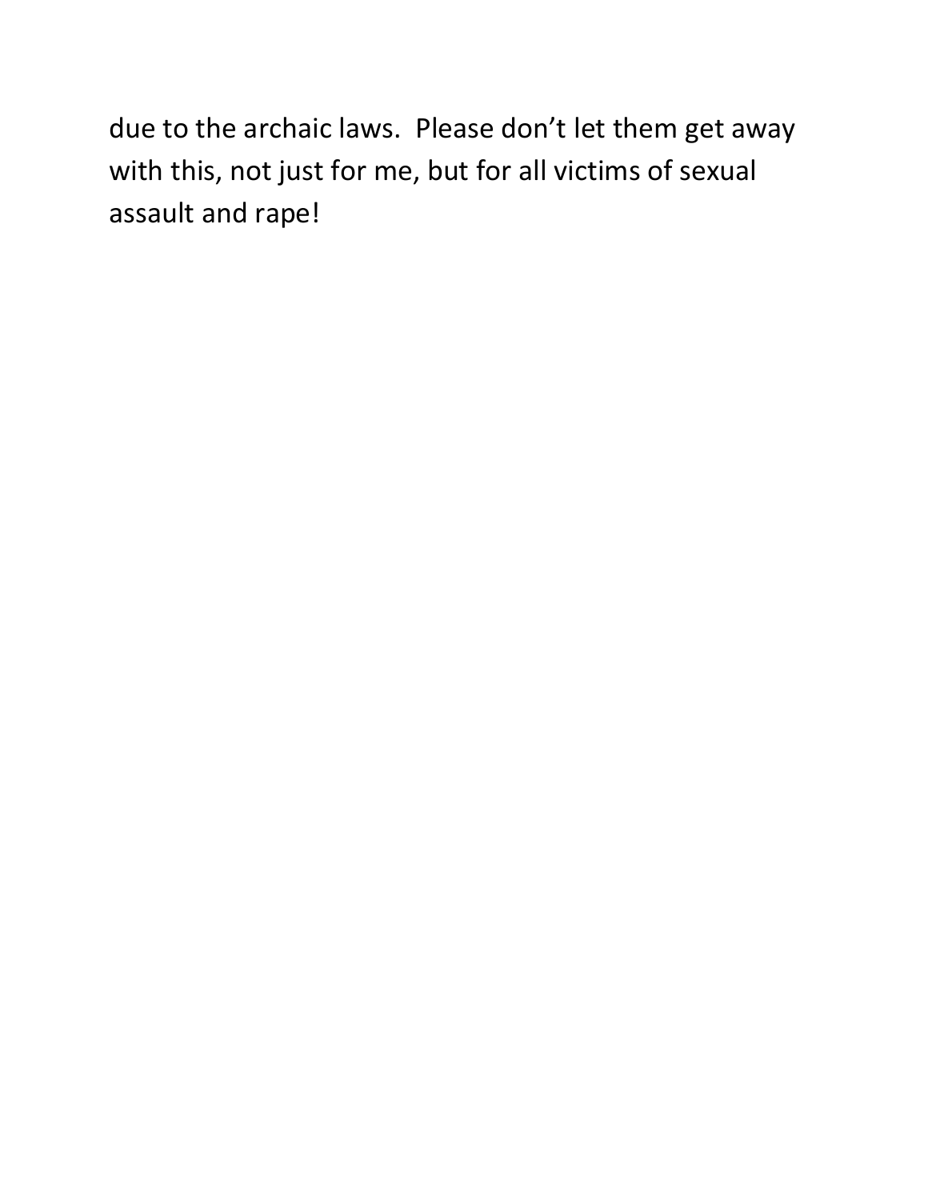due to the archaic laws. Please don't let them get away with this, not just for me, but for all victims of sexual assault and rape!